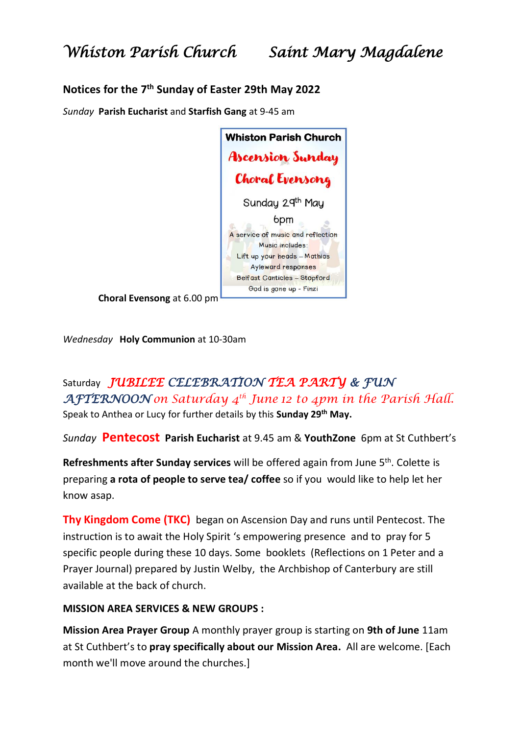# *Whiston Parish Church*　　*Saint Mary Magdalene*

## Notices for the 7th Sunday of Easter 29th May 2022

*Sunday* **Parish Eucharist** and **Starfish Gang** at 9-45 am

**Whiston Parish Church**

**Ascension Sunday**

**Choral Evensong**

Sunday 29th May

6pm

A service of music and reflection

Music includes:

Lift up your heads – Mathias

Ayleward responses

Belfast Canticles – Stopford

God is gone up - Finzi

**Choral Evensong** at 6.00 pm

*Wednesday* **Holy Communion** at 10-30am

Saturday ***JUBILEE CELEBRATION TEA PARTY & FUN AFTERNOON*** *on Saturday 4th June 12 to 4pm in the Parish Hall.*
Speak to Anthea or Lucy for further details by this **Sunday 29th May.**

*Sunday* **Pentecost** **Parish Eucharist** at 9.45 am & **YouthZone** 6pm at St Cuthbert's

**Refreshments after Sunday services** will be offered again from June 5th. Colette is preparing **a rota of people to serve tea/ coffee** so if you would like to help let her know asap.

**Thy Kingdom Come (TKC)** began on Ascension Day and runs until Pentecost. The instruction is to await the Holy Spirit 's empowering presence and to pray for 5 specific people during these 10 days. Some booklets (Reflections on 1 Peter and a Prayer Journal) prepared by Justin Welby, the Archbishop of Canterbury are still available at the back of church.

**MISSION AREA SERVICES & NEW GROUPS :**

**Mission Area Prayer Group** A monthly prayer group is starting on **9th of June** 11am at St Cuthbert's to **pray specifically about our Mission Area.** All are welcome. [Each month we'll move around the churches.]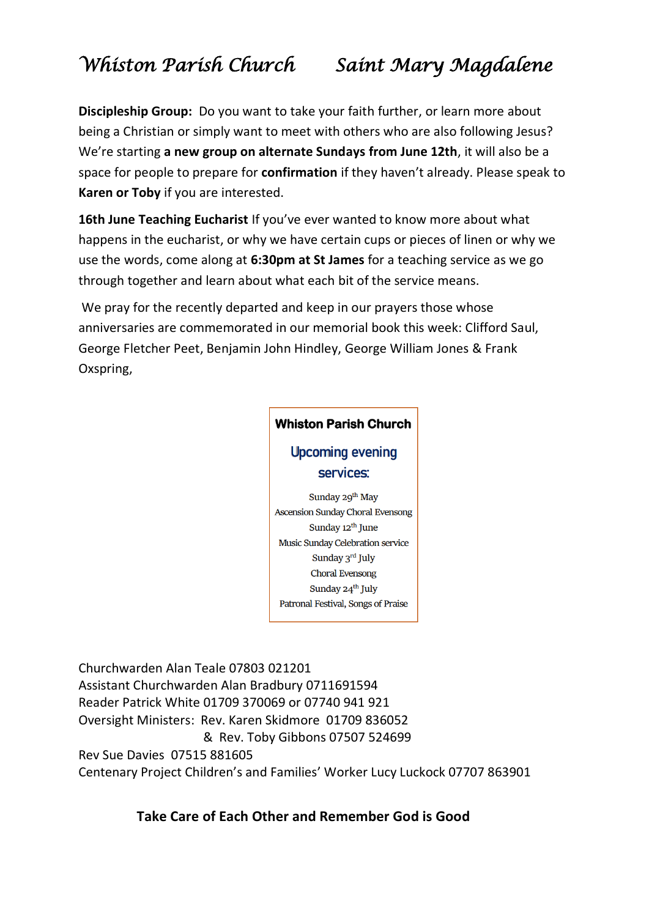# *Whiston Parish Church* *Saint Mary Magdalene*

**Discipleship Group:** Do you want to take your faith further, or learn more about being a Christian or simply want to meet with others who are also following Jesus? We're starting **a new group on alternate Sundays from June 12th**, it will also be a space for people to prepare for **confirmation** if they haven't already. Please speak to **Karen or Toby** if you are interested.

**16th June Teaching Eucharist** If you've ever wanted to know more about what happens in the eucharist, or why we have certain cups or pieces of linen or why we use the words, come along at **6:30pm at St James** for a teaching service as we go through together and learn about what each bit of the service means.

We pray for the recently departed and keep in our prayers those whose anniversaries are commemorated in our memorial book this week: Clifford Saul, George Fletcher Peet, Benjamin John Hindley, George William Jones & Frank Oxspring,

**Whiston Parish Church**

**Upcoming evening services:**

Sunday 29th May
Ascension Sunday Choral Evensong
Sunday 12th June
Music Sunday Celebration service
Sunday 3rd July
Choral Evensong
Sunday 24th July
Patronal Festival, Songs of Praise

Churchwarden Alan Teale 07803 021201
Assistant Churchwarden Alan Bradbury 0711691594
Reader Patrick White 01709 370069 or 07740 941 921
Oversight Ministers: Rev. Karen Skidmore 01709 836052
& Rev. Toby Gibbons 07507 524699
Rev Sue Davies 07515 881605
Centenary Project Children's and Families' Worker Lucy Luckock 07707 863901

**Take Care of Each Other and Remember God is Good**